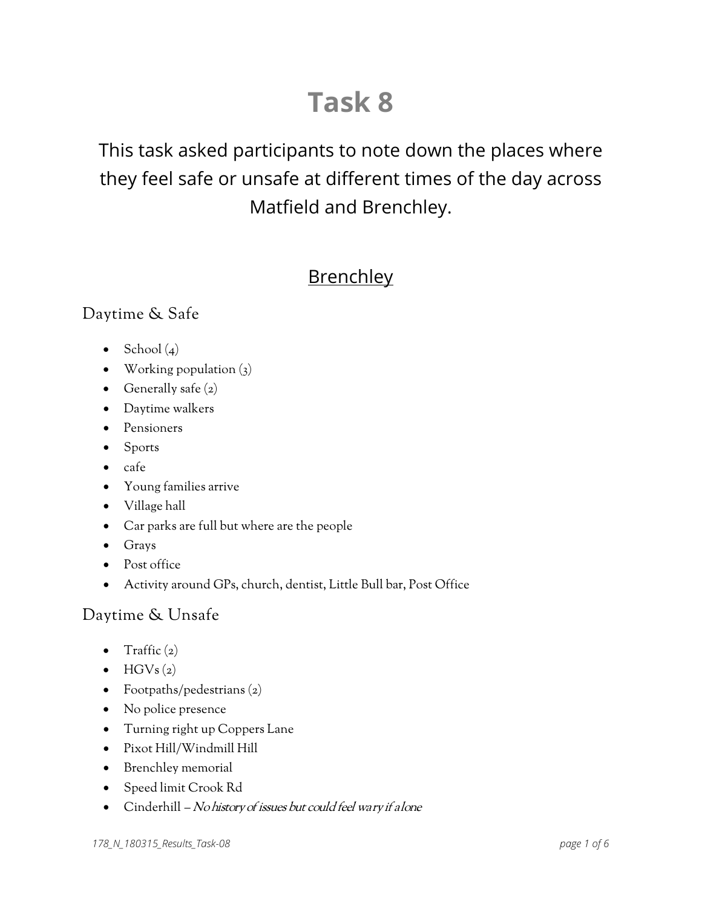# Task 8

This task asked participants to note down the places where they feel safe or unsafe at different times of the day across Matfield and Brenchley.

## Brenchley

### Daytime & Safe

- School (4)
- Working population (3)
- Generally safe (2)
- Daytime walkers
- Pensioners
- Sports
- cafe
- Young families arrive
- Village hall
- Car parks are full but where are the people
- Grays
- Post office
- Activity around GPs, church, dentist, Little Bull bar, Post Office

### Daytime & Unsafe

- Traffic (2)
- HGVs (2)
- Footpaths/pedestrians (2)
- No police presence
- Turning right up Coppers Lane
- Pixot Hill/Windmill Hill
- Brenchley memorial
- Speed limit Crook Rd
- Cinderhill – *No history of issues but could feel wary if alone*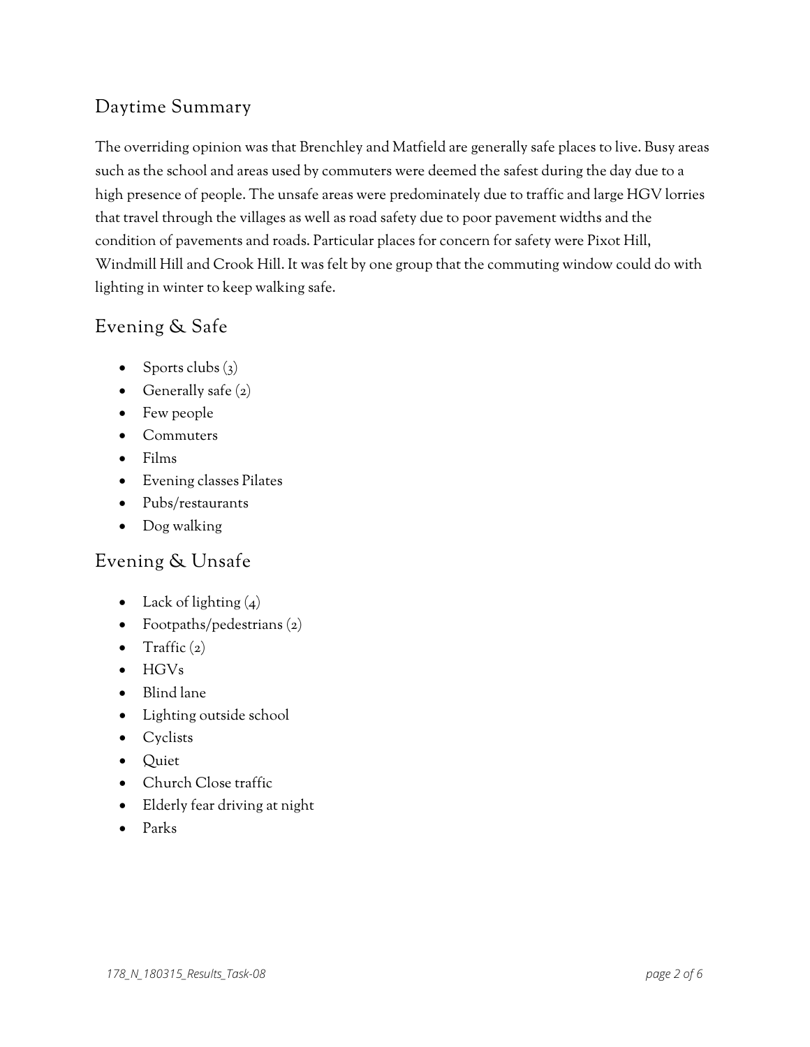## Daytime Summary

The overriding opinion was that Brenchley and Matfield are generally safe places to live. Busy areas such as the school and areas used by commuters were deemed the safest during the day due to a high presence of people. The unsafe areas were predominately due to traffic and large HGV lorries that travel through the villages as well as road safety due to poor pavement widths and the condition of pavements and roads. Particular places for concern for safety were Pixot Hill, Windmill Hill and Crook Hill. It was felt by one group that the commuting window could do with lighting in winter to keep walking safe.

## Evening & Safe

- Sports clubs (3)
- Generally safe (2)
- Few people
- Commuters
- Films
- Evening classes Pilates
- Pubs/restaurants
- Dog walking

## Evening & Unsafe

- Lack of lighting (4)
- Footpaths/pedestrians (2)
- Traffic (2)
- HGVs
- Blind lane
- Lighting outside school
- Cyclists
- Quiet
- Church Close traffic
- Elderly fear driving at night
- Parks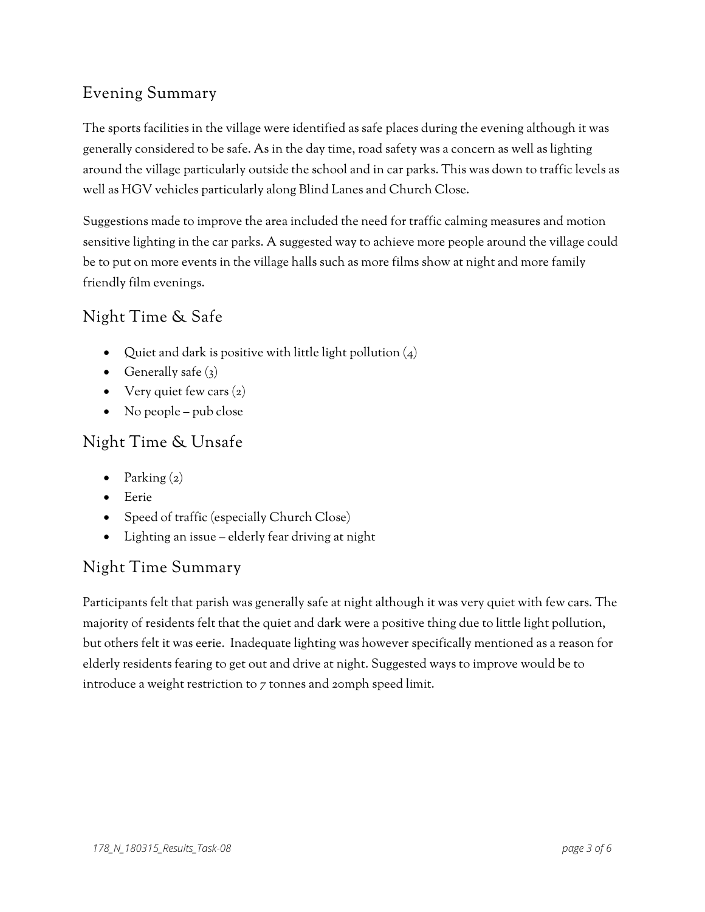## Evening Summary

The sports facilities in the village were identified as safe places during the evening although it was generally considered to be safe. As in the day time, road safety was a concern as well as lighting around the village particularly outside the school and in car parks. This was down to traffic levels as well as HGV vehicles particularly along Blind Lanes and Church Close.

Suggestions made to improve the area included the need for traffic calming measures and motion sensitive lighting in the car parks. A suggested way to achieve more people around the village could be to put on more events in the village halls such as more films show at night and more family friendly film evenings.

## Night Time & Safe

- Quiet and dark is positive with little light pollution (4)
- Generally safe (3)
- Very quiet few cars (2)
- No people – pub close

## Night Time & Unsafe

- Parking (2)
- Eerie
- Speed of traffic (especially Church Close)
- Lighting an issue – elderly fear driving at night

## Night Time Summary

Participants felt that parish was generally safe at night although it was very quiet with few cars. The majority of residents felt that the quiet and dark were a positive thing due to little light pollution, but others felt it was eerie. Inadequate lighting was however specifically mentioned as a reason for elderly residents fearing to get out and drive at night. Suggested ways to improve would be to introduce a weight restriction to 7 tonnes and 20mph speed limit.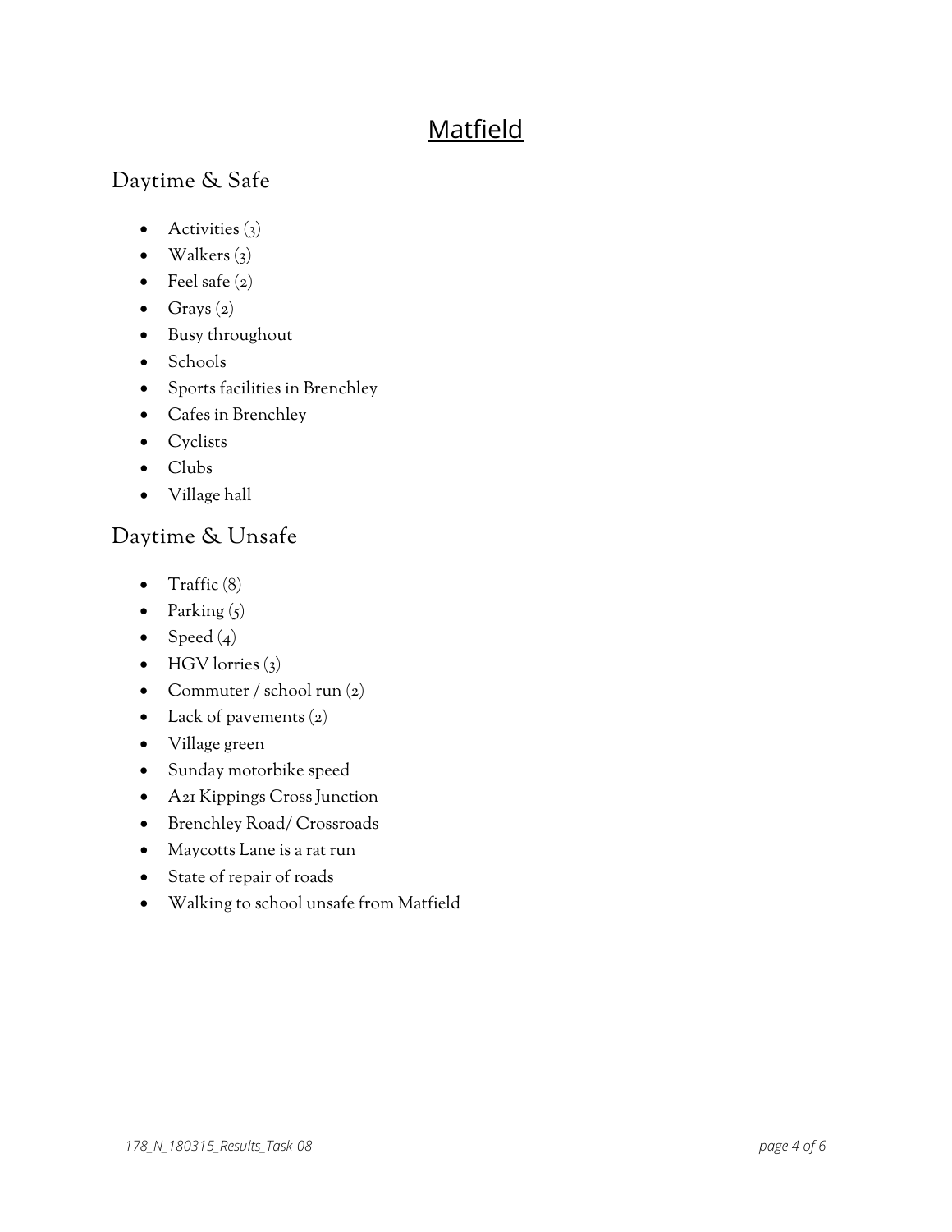# Matfield

## Daytime & Safe

- Activities (3)
- Walkers (3)
- Feel safe (2)
- Grays (2)
- Busy throughout
- Schools
- Sports facilities in Brenchley
- Cafes in Brenchley
- Cyclists
- Clubs
- Village hall

## Daytime & Unsafe

- Traffic (8)
- Parking (5)
- Speed (4)
- HGV lorries (3)
- Commuter / school run (2)
- Lack of pavements (2)
- Village green
- Sunday motorbike speed
- A21 Kippings Cross Junction
- Brenchley Road/ Crossroads
- Maycotts Lane is a rat run
- State of repair of roads
- Walking to school unsafe from Matfield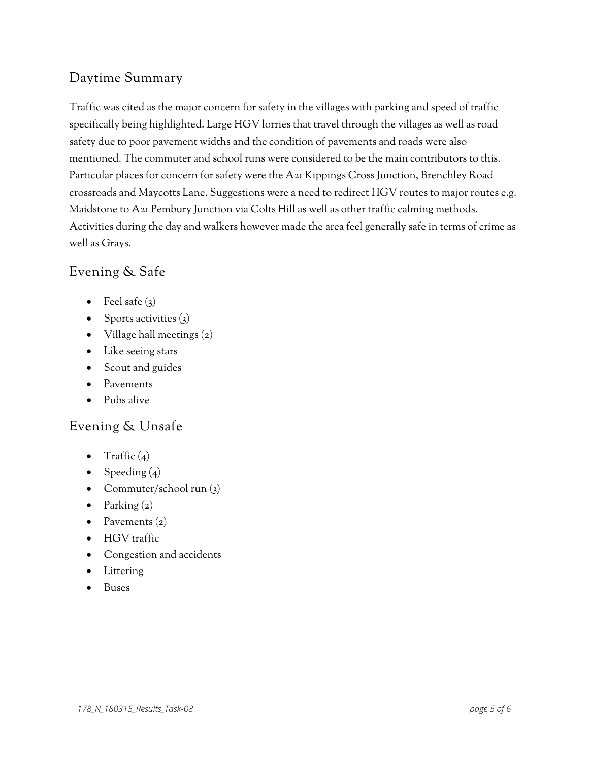## Daytime Summary

Traffic was cited as the major concern for safety in the villages with parking and speed of traffic specifically being highlighted. Large HGV lorries that travel through the villages as well as road safety due to poor pavement widths and the condition of pavements and roads were also mentioned. The commuter and school runs were considered to be the main contributors to this. Particular places for concern for safety were the A21 Kippings Cross Junction, Brenchley Road crossroads and Maycotts Lane. Suggestions were a need to redirect HGV routes to major routes e.g. Maidstone to A21 Pembury Junction via Colts Hill as well as other traffic calming methods. Activities during the day and walkers however made the area feel generally safe in terms of crime as well as Grays.

## Evening & Safe

- Feel safe (3)
- Sports activities (3)
- Village hall meetings (2)
- Like seeing stars
- Scout and guides
- Pavements
- Pubs alive

## Evening & Unsafe

- Traffic (4)
- Speeding (4)
- Commuter/school run (3)
- Parking (2)
- Pavements (2)
- HGV traffic
- Congestion and accidents
- Littering
- Buses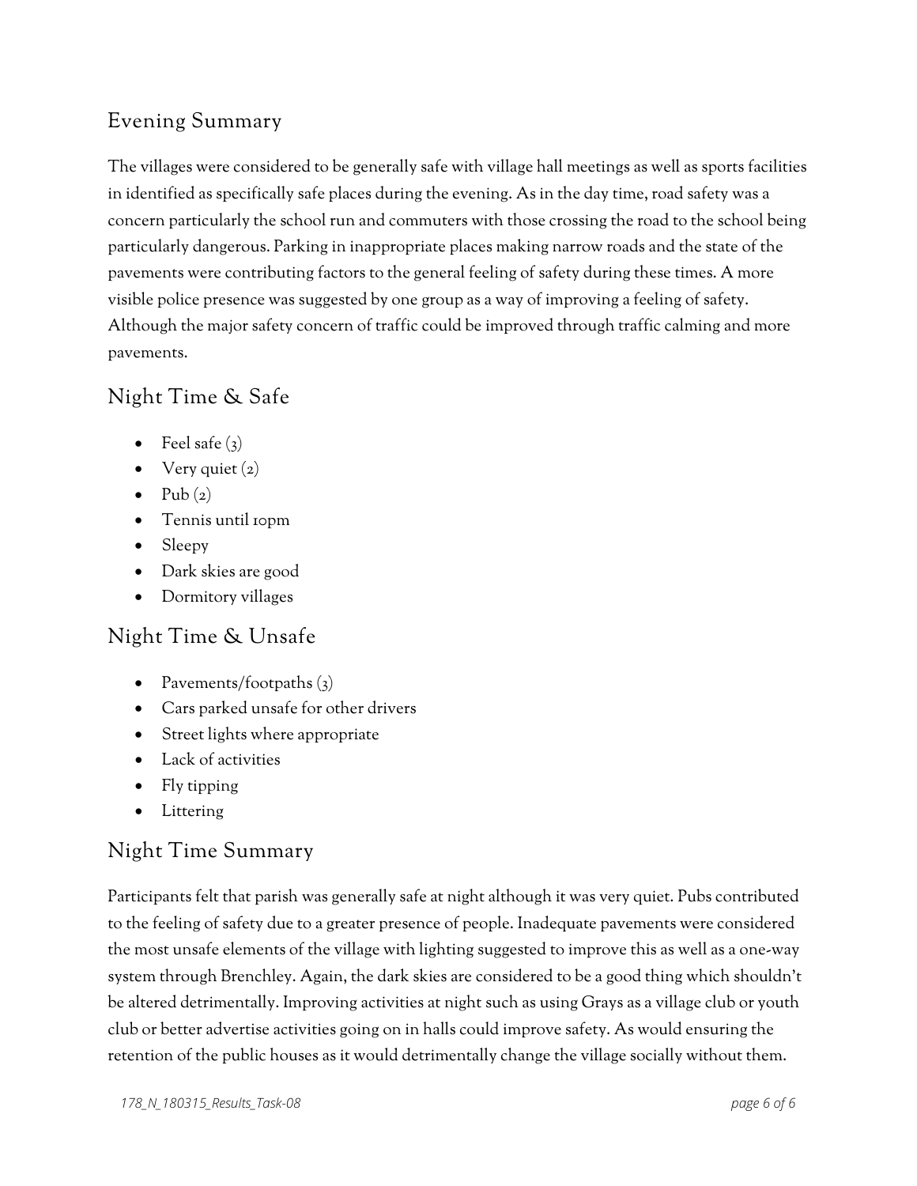## Evening Summary

The villages were considered to be generally safe with village hall meetings as well as sports facilities in identified as specifically safe places during the evening. As in the day time, road safety was a concern particularly the school run and commuters with those crossing the road to the school being particularly dangerous. Parking in inappropriate places making narrow roads and the state of the pavements were contributing factors to the general feeling of safety during these times. A more visible police presence was suggested by one group as a way of improving a feeling of safety. Although the major safety concern of traffic could be improved through traffic calming and more pavements.

## Night Time & Safe

- Feel safe (3)
- Very quiet (2)
- Pub (2)
- Tennis until 10pm
- Sleepy
- Dark skies are good
- Dormitory villages

## Night Time & Unsafe

- Pavements/footpaths (3)
- Cars parked unsafe for other drivers
- Street lights where appropriate
- Lack of activities
- Fly tipping
- Littering

## Night Time Summary

Participants felt that parish was generally safe at night although it was very quiet. Pubs contributed to the feeling of safety due to a greater presence of people. Inadequate pavements were considered the most unsafe elements of the village with lighting suggested to improve this as well as a one-way system through Brenchley. Again, the dark skies are considered to be a good thing which shouldn't be altered detrimentally. Improving activities at night such as using Grays as a village club or youth club or better advertise activities going on in halls could improve safety. As would ensuring the retention of the public houses as it would detrimentally change the village socially without them.